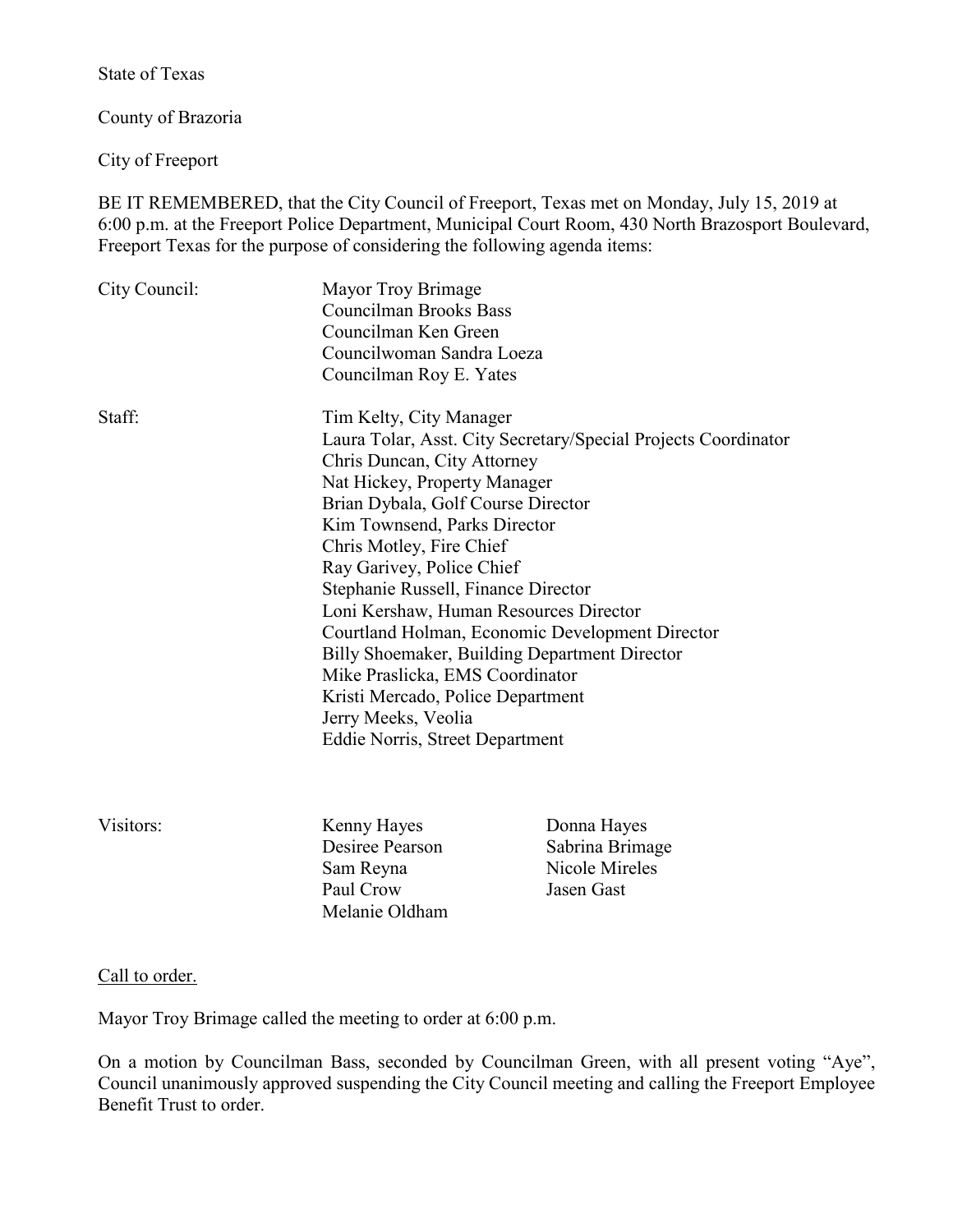State of Texas

County of Brazoria

City of Freeport

BE IT REMEMBERED, that the City Council of Freeport, Texas met on Monday, July 15, 2019 at 6:00 p.m. at the Freeport Police Department, Municipal Court Room, 430 North Brazosport Boulevard, Freeport Texas for the purpose of considering the following agenda items:

City Council:

- Mayor Troy Brimage
- Councilman Brooks Bass
- Councilman Ken Green
- Councilwoman Sandra Loeza
- Councilman Roy E. Yates

Staff:

- Tim Kelty, City Manager
- Laura Tolar, Asst. City Secretary/Special Projects Coordinator
- Chris Duncan, City Attorney
- Nat Hickey, Property Manager
- Brian Dybala, Golf Course Director
- Kim Townsend, Parks Director
- Chris Motley, Fire Chief
- Ray Garivey, Police Chief
- Stephanie Russell, Finance Director
- Loni Kershaw, Human Resources Director
- Courtland Holman, Economic Development Director
- Billy Shoemaker, Building Department Director
- Mike Praslicka, EMS Coordinator
- Kristi Mercado, Police Department
- Jerry Meeks, Veolia
- Eddie Norris, Street Department

Visitors:

- Kenny Hayes
- Donna Hayes
- Desiree Pearson
- Sabrina Brimage
- Sam Reyna
- Nicole Mireles
- Paul Crow
- Jasen Gast
- Melanie Oldham

Call to order.

Mayor Troy Brimage called the meeting to order at 6:00 p.m.

On a motion by Councilman Bass, seconded by Councilman Green, with all present voting "Aye", Council unanimously approved suspending the City Council meeting and calling the Freeport Employee Benefit Trust to order.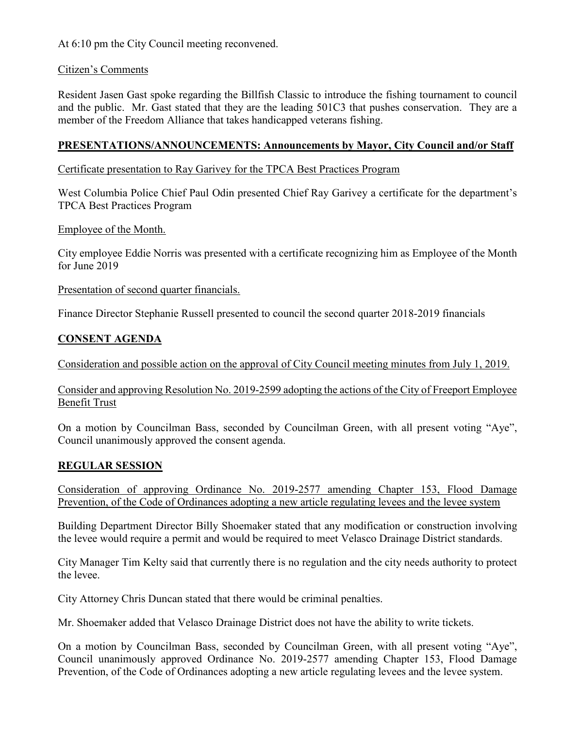At 6:10 pm the City Council meeting reconvened.

Citizen's Comments

Resident Jasen Gast spoke regarding the Billfish Classic to introduce the fishing tournament to council and the public. Mr. Gast stated that they are the leading 501C3 that pushes conservation. They are a member of the Freedom Alliance that takes handicapped veterans fishing.

**PRESENTATIONS/ANNOUNCEMENTS: Announcements by Mayor, City Council and/or Staff**

Certificate presentation to Ray Garivey for the TPCA Best Practices Program

West Columbia Police Chief Paul Odin presented Chief Ray Garivey a certificate for the department's TPCA Best Practices Program

Employee of the Month.

City employee Eddie Norris was presented with a certificate recognizing him as Employee of the Month for June 2019

Presentation of second quarter financials.

Finance Director Stephanie Russell presented to council the second quarter 2018-2019 financials

**CONSENT AGENDA**

Consideration and possible action on the approval of City Council meeting minutes from July 1, 2019.

Consider and approving Resolution No. 2019-2599 adopting the actions of the City of Freeport Employee Benefit Trust

On a motion by Councilman Bass, seconded by Councilman Green, with all present voting "Aye", Council unanimously approved the consent agenda.

**REGULAR SESSION**

Consideration of approving Ordinance No. 2019-2577 amending Chapter 153, Flood Damage Prevention, of the Code of Ordinances adopting a new article regulating levees and the levee system

Building Department Director Billy Shoemaker stated that any modification or construction involving the levee would require a permit and would be required to meet Velasco Drainage District standards.

City Manager Tim Kelty said that currently there is no regulation and the city needs authority to protect the levee.

City Attorney Chris Duncan stated that there would be criminal penalties.

Mr. Shoemaker added that Velasco Drainage District does not have the ability to write tickets.

On a motion by Councilman Bass, seconded by Councilman Green, with all present voting "Aye", Council unanimously approved Ordinance No. 2019-2577 amending Chapter 153, Flood Damage Prevention, of the Code of Ordinances adopting a new article regulating levees and the levee system.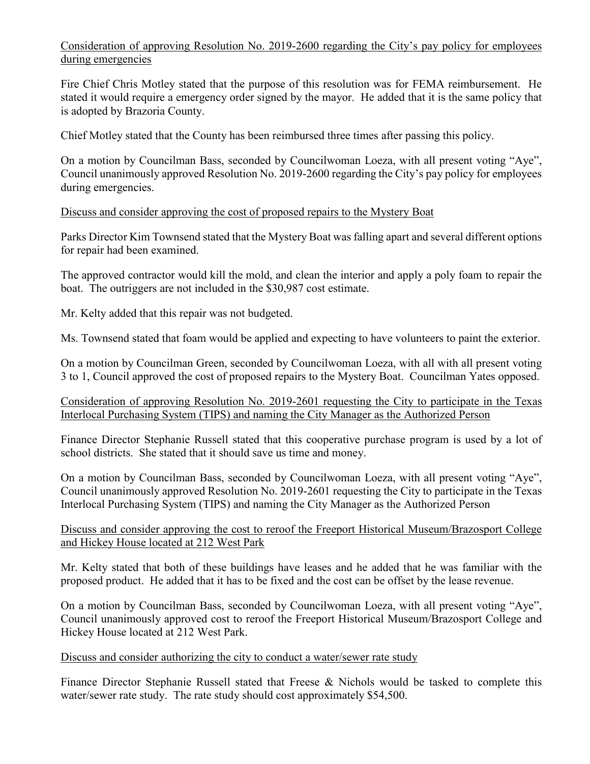<u>Consideration of approving Resolution No. 2019-2600 regarding the City's pay policy for employees during emergencies</u>

Fire Chief Chris Motley stated that the purpose of this resolution was for FEMA reimbursement. He stated it would require a emergency order signed by the mayor. He added that it is the same policy that is adopted by Brazoria County.

Chief Motley stated that the County has been reimbursed three times after passing this policy.

On a motion by Councilman Bass, seconded by Councilwoman Loeza, with all present voting "Aye", Council unanimously approved Resolution No. 2019-2600 regarding the City's pay policy for employees during emergencies.

<u>Discuss and consider approving the cost of proposed repairs to the Mystery Boat</u>

Parks Director Kim Townsend stated that the Mystery Boat was falling apart and several different options for repair had been examined.

The approved contractor would kill the mold, and clean the interior and apply a poly foam to repair the boat. The outriggers are not included in the $30,987 cost estimate.

Mr. Kelty added that this repair was not budgeted.

Ms. Townsend stated that foam would be applied and expecting to have volunteers to paint the exterior.

On a motion by Councilman Green, seconded by Councilwoman Loeza, with all with all present voting 3 to 1, Council approved the cost of proposed repairs to the Mystery Boat. Councilman Yates opposed.

<u>Consideration of approving Resolution No. 2019-2601 requesting the City to participate in the Texas Interlocal Purchasing System (TIPS) and naming the City Manager as the Authorized Person</u>

Finance Director Stephanie Russell stated that this cooperative purchase program is used by a lot of school districts. She stated that it should save us time and money.

On a motion by Councilman Bass, seconded by Councilwoman Loeza, with all present voting "Aye", Council unanimously approved Resolution No. 2019-2601 requesting the City to participate in the Texas Interlocal Purchasing System (TIPS) and naming the City Manager as the Authorized Person

<u>Discuss and consider approving the cost to reroof the Freeport Historical Museum/Brazosport College and Hickey House located at 212 West Park</u>

Mr. Kelty stated that both of these buildings have leases and he added that he was familiar with the proposed product. He added that it has to be fixed and the cost can be offset by the lease revenue.

On a motion by Councilman Bass, seconded by Councilwoman Loeza, with all present voting "Aye", Council unanimously approved cost to reroof the Freeport Historical Museum/Brazosport College and Hickey House located at 212 West Park.

<u>Discuss and consider authorizing the city to conduct a water/sewer rate study</u>

Finance Director Stephanie Russell stated that Freese & Nichols would be tasked to complete this water/sewer rate study. The rate study should cost approximately $54,500.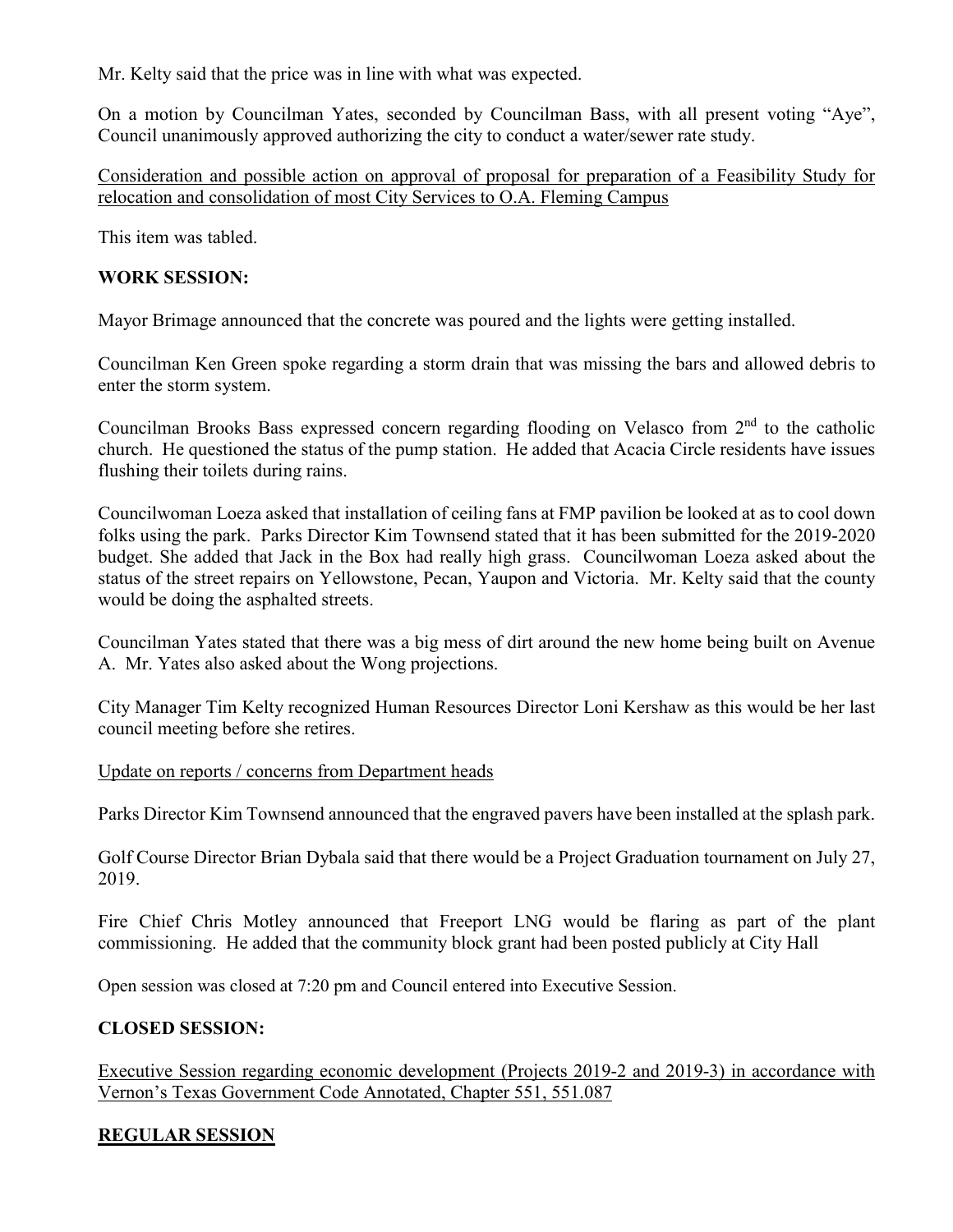Mr. Kelty said that the price was in line with what was expected.

On a motion by Councilman Yates, seconded by Councilman Bass, with all present voting "Aye", Council unanimously approved authorizing the city to conduct a water/sewer rate study.

Consideration and possible action on approval of proposal for preparation of a Feasibility Study for relocation and consolidation of most City Services to O.A. Fleming Campus

This item was tabled.

**WORK SESSION:**

Mayor Brimage announced that the concrete was poured and the lights were getting installed.

Councilman Ken Green spoke regarding a storm drain that was missing the bars and allowed debris to enter the storm system.

Councilman Brooks Bass expressed concern regarding flooding on Velasco from 2nd to the catholic church. He questioned the status of the pump station. He added that Acacia Circle residents have issues flushing their toilets during rains.

Councilwoman Loeza asked that installation of ceiling fans at FMP pavilion be looked at as to cool down folks using the park. Parks Director Kim Townsend stated that it has been submitted for the 2019-2020 budget. She added that Jack in the Box had really high grass. Councilwoman Loeza asked about the status of the street repairs on Yellowstone, Pecan, Yaupon and Victoria. Mr. Kelty said that the county would be doing the asphalted streets.

Councilman Yates stated that there was a big mess of dirt around the new home being built on Avenue A. Mr. Yates also asked about the Wong projections.

City Manager Tim Kelty recognized Human Resources Director Loni Kershaw as this would be her last council meeting before she retires.

Update on reports / concerns from Department heads

Parks Director Kim Townsend announced that the engraved pavers have been installed at the splash park.

Golf Course Director Brian Dybala said that there would be a Project Graduation tournament on July 27, 2019.

Fire Chief Chris Motley announced that Freeport LNG would be flaring as part of the plant commissioning. He added that the community block grant had been posted publicly at City Hall

Open session was closed at 7:20 pm and Council entered into Executive Session.

**CLOSED SESSION:**

Executive Session regarding economic development (Projects 2019-2 and 2019-3) in accordance with Vernon's Texas Government Code Annotated, Chapter 551, 551.087

**REGULAR SESSION**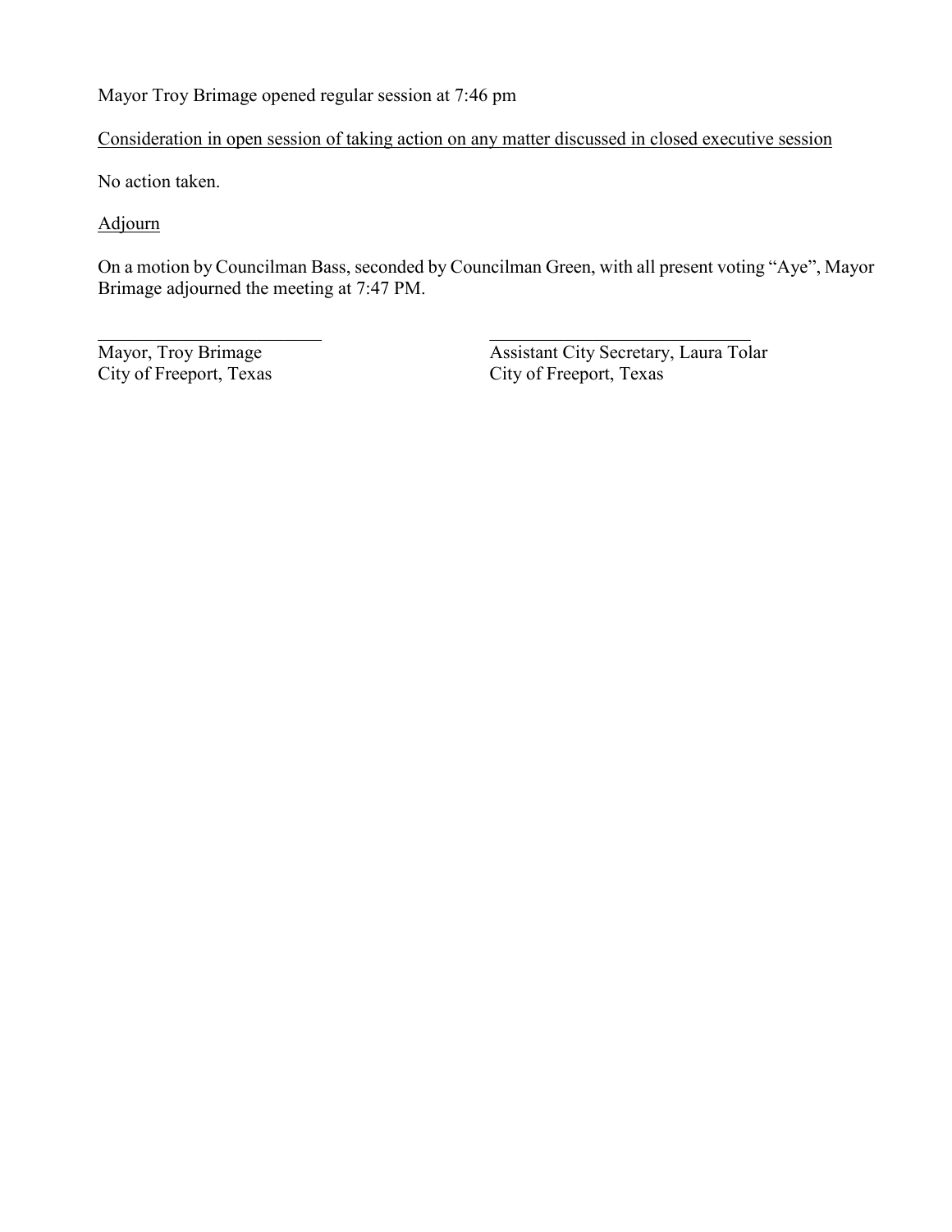Mayor Troy Brimage opened regular session at 7:46 pm

<u>Consideration in open session of taking action on any matter discussed in closed executive session</u>

No action taken.

<u>Adjourn</u>

On a motion by Councilman Bass, seconded by Councilman Green, with all present voting "Aye", Mayor Brimage adjourned the meeting at 7:47 PM.

| | |
|---|---|
| ______________________ | ___________________________ |
| Mayor, Troy Brimage | Assistant City Secretary, Laura Tolar |
| City of Freeport, Texas | City of Freeport, Texas |